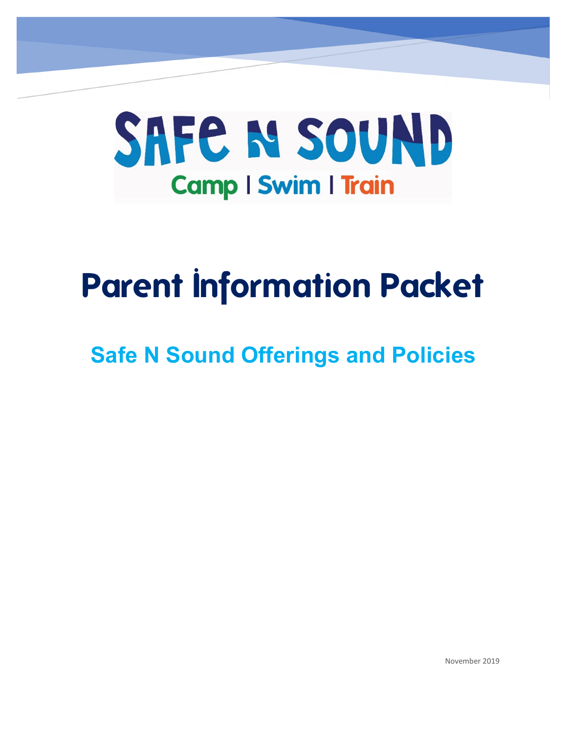# SAFE N SOUND

Camp | Swim | Train

# Parent Information Packet

## Safe N Sound Offerings and Policies

November 2019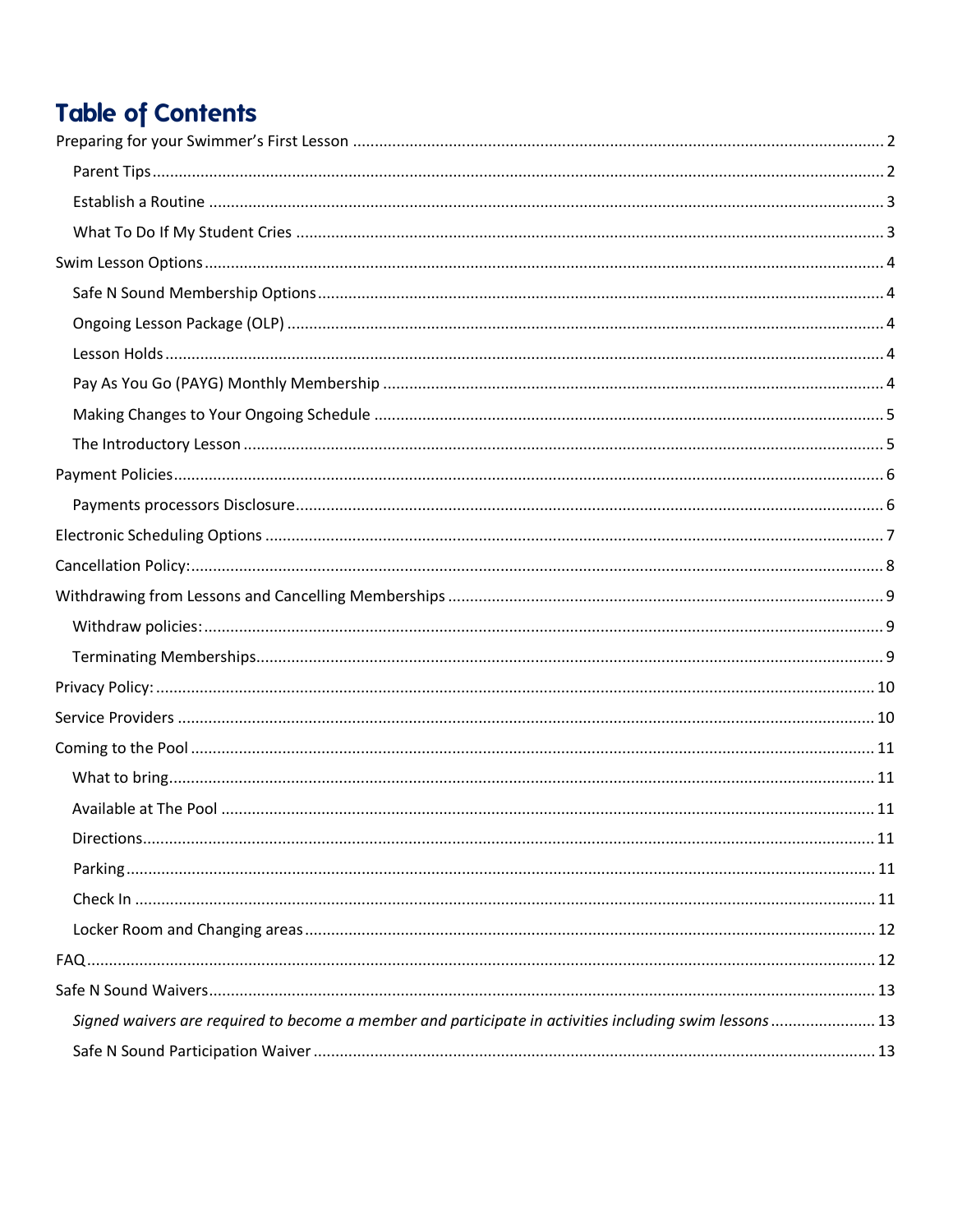# Table of Contents

Preparing for your Swimmer's First Lesson ........ 2

- Parent Tips ........ 2
- Establish a Routine ........ 3
- What To Do If My Student Cries ........ 3

Swim Lesson Options ........ 4

- Safe N Sound Membership Options ........ 4
- Ongoing Lesson Package (OLP) ........ 4
- Lesson Holds ........ 4
- Pay As You Go (PAYG) Monthly Membership ........ 4
- Making Changes to Your Ongoing Schedule ........ 5
- The Introductory Lesson ........ 5

Payment Policies ........ 6

- Payments processors Disclosure ........ 6

Electronic Scheduling Options ........ 7

Cancellation Policy: ........ 8

Withdrawing from Lessons and Cancelling Memberships ........ 9

- Withdraw policies: ........ 9
- Terminating Memberships ........ 9

Privacy Policy: ........ 10

Service Providers ........ 10

Coming to the Pool ........ 11

- What to bring ........ 11
- Available at The Pool ........ 11
- Directions ........ 11
- Parking ........ 11
- Check In ........ 11
- Locker Room and Changing areas ........ 12

FAQ ........ 12

Safe N Sound Waivers ........ 13

- *Signed waivers are required to become a member and participate in activities including swim lessons* ........ 13
- Safe N Sound Participation Waiver ........ 13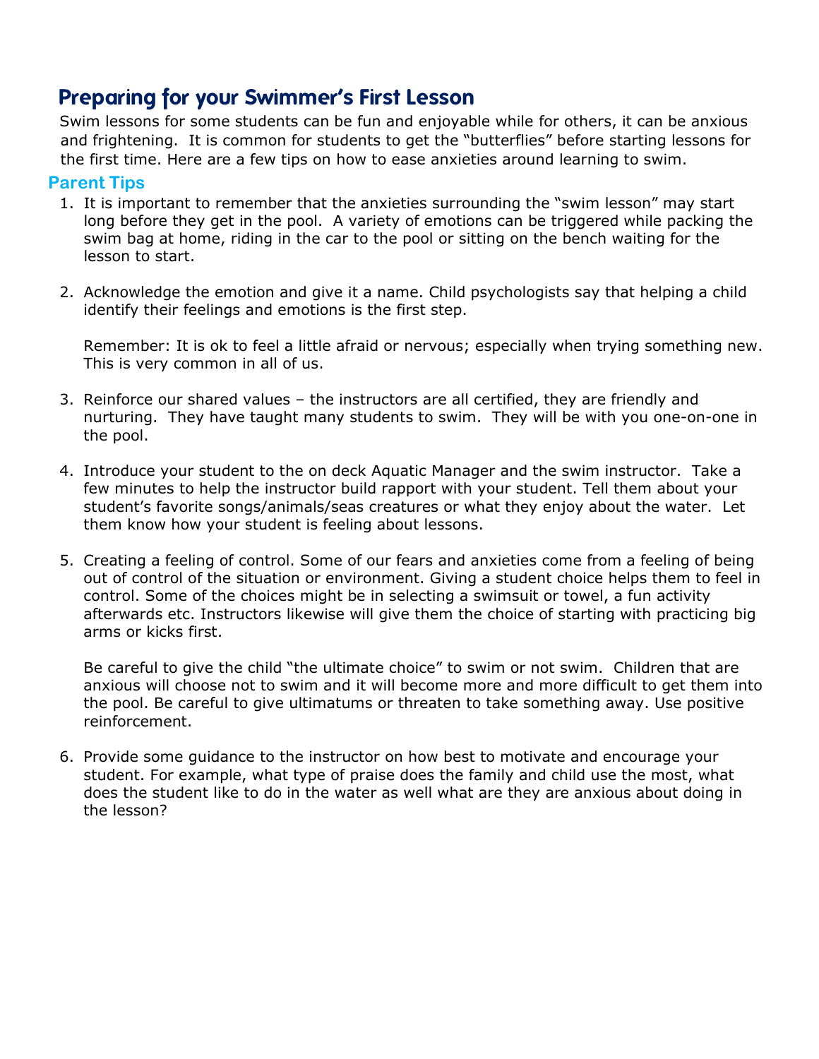# Preparing for your Swimmer's First Lesson

Swim lessons for some students can be fun and enjoyable while for others, it can be anxious and frightening. It is common for students to get the "butterflies" before starting lessons for the first time. Here are a few tips on how to ease anxieties around learning to swim.

## Parent Tips

1. It is important to remember that the anxieties surrounding the "swim lesson" may start long before they get in the pool. A variety of emotions can be triggered while packing the swim bag at home, riding in the car to the pool or sitting on the bench waiting for the lesson to start.

2. Acknowledge the emotion and give it a name. Child psychologists say that helping a child identify their feelings and emotions is the first step.

   Remember: It is ok to feel a little afraid or nervous; especially when trying something new. This is very common in all of us.

3. Reinforce our shared values – the instructors are all certified, they are friendly and nurturing. They have taught many students to swim. They will be with you one-on-one in the pool.

4. Introduce your student to the on deck Aquatic Manager and the swim instructor. Take a few minutes to help the instructor build rapport with your student. Tell them about your student's favorite songs/animals/seas creatures or what they enjoy about the water. Let them know how your student is feeling about lessons.

5. Creating a feeling of control. Some of our fears and anxieties come from a feeling of being out of control of the situation or environment. Giving a student choice helps them to feel in control. Some of the choices might be in selecting a swimsuit or towel, a fun activity afterwards etc. Instructors likewise will give them the choice of starting with practicing big arms or kicks first.

   Be careful to give the child "the ultimate choice" to swim or not swim. Children that are anxious will choose not to swim and it will become more and more difficult to get them into the pool. Be careful to give ultimatums or threaten to take something away. Use positive reinforcement.

6. Provide some guidance to the instructor on how best to motivate and encourage your student. For example, what type of praise does the family and child use the most, what does the student like to do in the water as well what are they are anxious about doing in the lesson?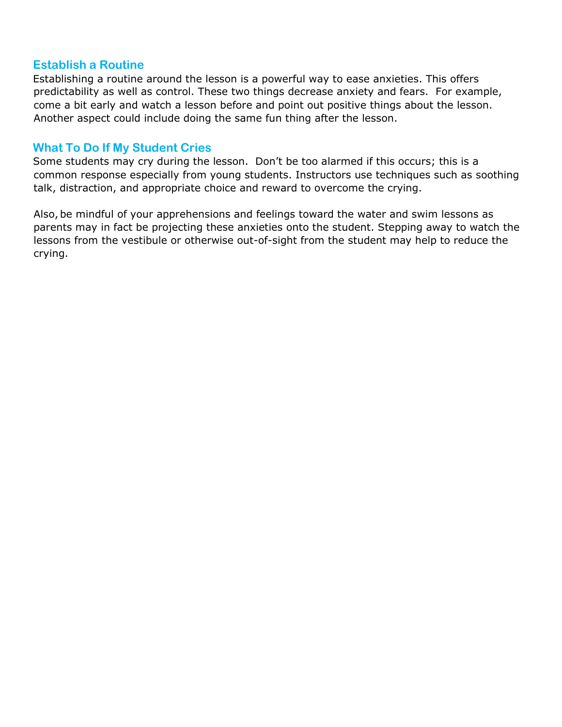## Establish a Routine

Establishing a routine around the lesson is a powerful way to ease anxieties. This offers predictability as well as control. These two things decrease anxiety and fears. For example, come a bit early and watch a lesson before and point out positive things about the lesson. Another aspect could include doing the same fun thing after the lesson.

## What To Do If My Student Cries

Some students may cry during the lesson. Don't be too alarmed if this occurs; this is a common response especially from young students. Instructors use techniques such as soothing talk, distraction, and appropriate choice and reward to overcome the crying.

Also, be mindful of your apprehensions and feelings toward the water and swim lessons as parents may in fact be projecting these anxieties onto the student. Stepping away to watch the lessons from the vestibule or otherwise out-of-sight from the student may help to reduce the crying.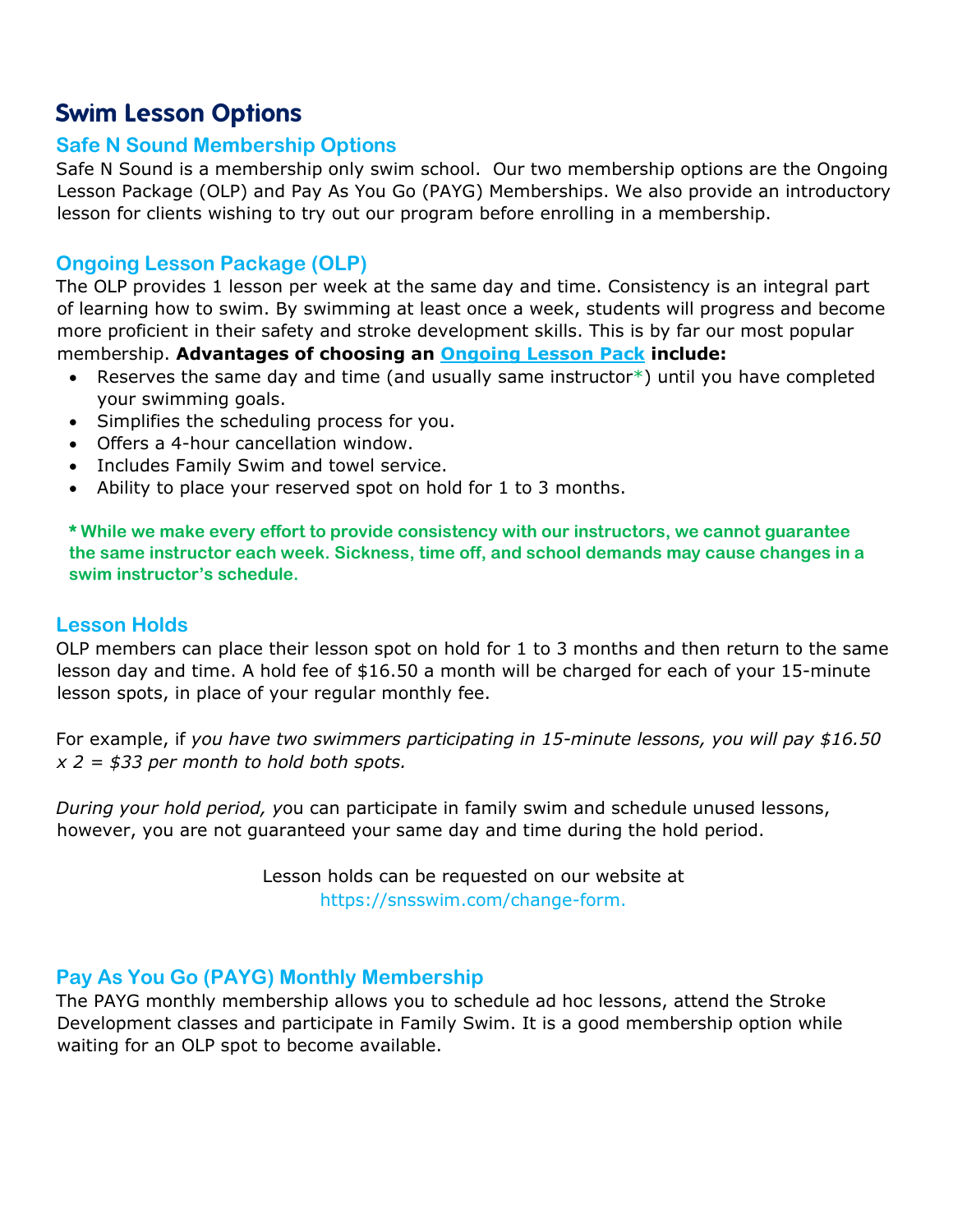# Swim Lesson Options

## Safe N Sound Membership Options

Safe N Sound is a membership only swim school. Our two membership options are the Ongoing Lesson Package (OLP) and Pay As You Go (PAYG) Memberships. We also provide an introductory lesson for clients wishing to try out our program before enrolling in a membership.

## Ongoing Lesson Package (OLP)

The OLP provides 1 lesson per week at the same day and time. Consistency is an integral part of learning how to swim. By swimming at least once a week, students will progress and become more proficient in their safety and stroke development skills. This is by far our most popular membership. **Advantages of choosing an Ongoing Lesson Pack include:**

- Reserves the same day and time (and usually same instructor*) until you have completed your swimming goals.
- Simplifies the scheduling process for you.
- Offers a 4-hour cancellation window.
- Includes Family Swim and towel service.
- Ability to place your reserved spot on hold for 1 to 3 months.

**\* While we make every effort to provide consistency with our instructors, we cannot guarantee the same instructor each week. Sickness, time off, and school demands may cause changes in a swim instructor's schedule.**

## Lesson Holds

OLP members can place their lesson spot on hold for 1 to 3 months and then return to the same lesson day and time. A hold fee of $16.50 a month will be charged for each of your 15-minute lesson spots, in place of your regular monthly fee.

For example, if *you have two swimmers participating in 15-minute lessons, you will pay $16.50 x 2 = $33 per month to hold both spots.*

*During your hold period, y*ou can participate in family swim and schedule unused lessons, however, you are not guaranteed your same day and time during the hold period.

Lesson holds can be requested on our website at https://snsswim.com/change-form.

## Pay As You Go (PAYG) Monthly Membership

The PAYG monthly membership allows you to schedule ad hoc lessons, attend the Stroke Development classes and participate in Family Swim. It is a good membership option while waiting for an OLP spot to become available.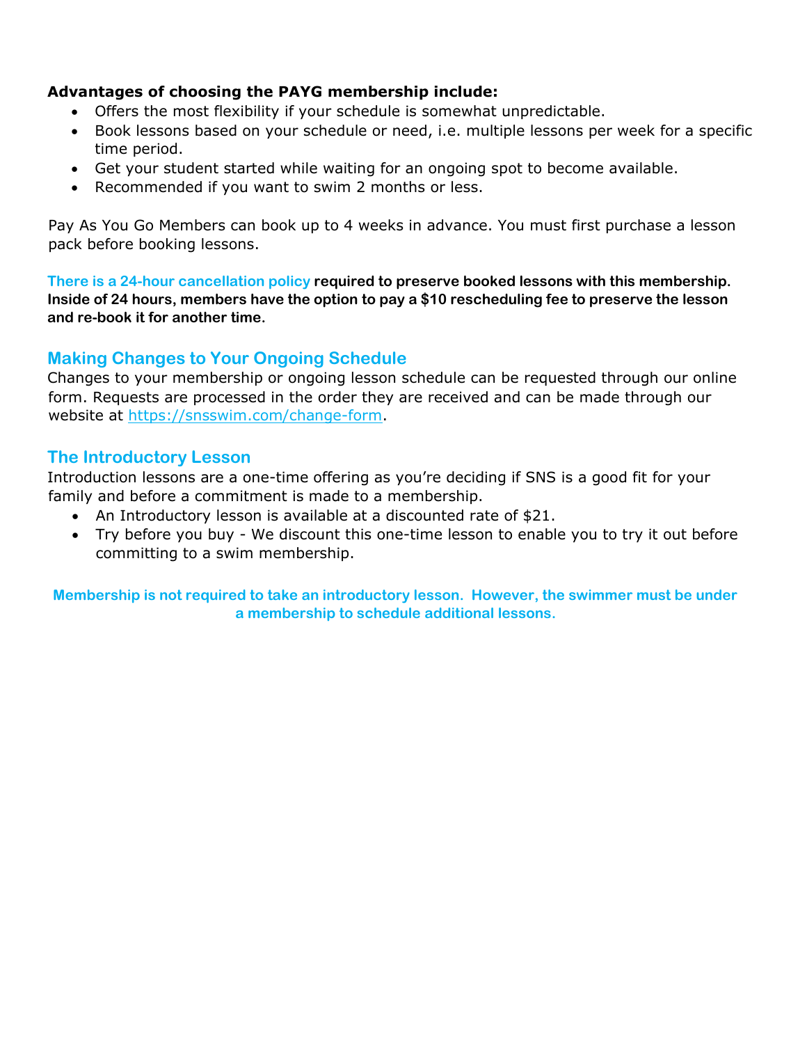**Advantages of choosing the PAYG membership include:**

- Offers the most flexibility if your schedule is somewhat unpredictable.
- Book lessons based on your schedule or need, i.e. multiple lessons per week for a specific time period.
- Get your student started while waiting for an ongoing spot to become available.
- Recommended if you want to swim 2 months or less.

Pay As You Go Members can book up to 4 weeks in advance. You must first purchase a lesson pack before booking lessons.

**There is a 24-hour cancellation policy required to preserve booked lessons with this membership. Inside of 24 hours, members have the option to pay a $10 rescheduling fee to preserve the lesson and re-book it for another time.**

## Making Changes to Your Ongoing Schedule

Changes to your membership or ongoing lesson schedule can be requested through our online form. Requests are processed in the order they are received and can be made through our website at [https://snsswim.com/change-form](https://snsswim.com/change-form).

## The Introductory Lesson

Introduction lessons are a one-time offering as you're deciding if SNS is a good fit for your family and before a commitment is made to a membership.

- An Introductory lesson is available at a discounted rate of $21.
- Try before you buy - We discount this one-time lesson to enable you to try it out before committing to a swim membership.

**Membership is not required to take an introductory lesson. However, the swimmer must be under a membership to schedule additional lessons.**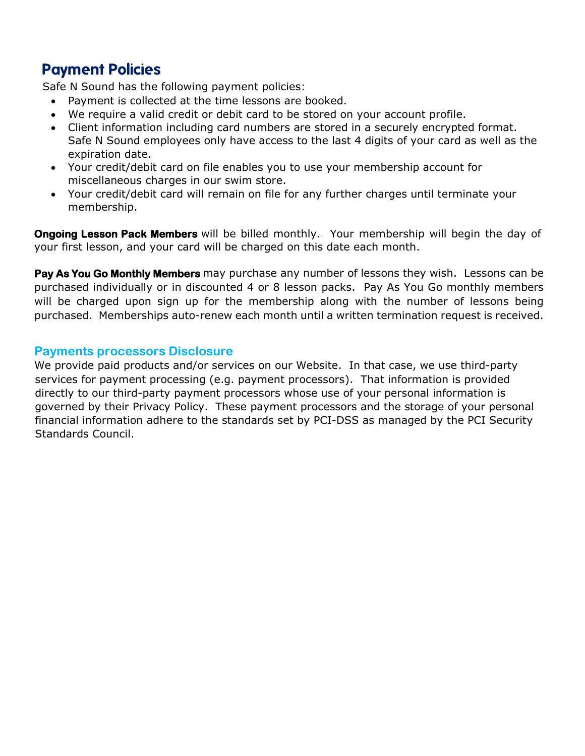## Payment Policies

Safe N Sound has the following payment policies:

- Payment is collected at the time lessons are booked.
- We require a valid credit or debit card to be stored on your account profile.
- Client information including card numbers are stored in a securely encrypted format. Safe N Sound employees only have access to the last 4 digits of your card as well as the expiration date.
- Your credit/debit card on file enables you to use your membership account for miscellaneous charges in our swim store.
- Your credit/debit card will remain on file for any further charges until terminate your membership.

**Ongoing Lesson Pack Members** will be billed monthly. Your membership will begin the day of your first lesson, and your card will be charged on this date each month.

**Pay As You Go Monthly Members** may purchase any number of lessons they wish. Lessons can be purchased individually or in discounted 4 or 8 lesson packs. Pay As You Go monthly members will be charged upon sign up for the membership along with the number of lessons being purchased. Memberships auto-renew each month until a written termination request is received.

### Payments processors Disclosure

We provide paid products and/or services on our Website. In that case, we use third-party services for payment processing (e.g. payment processors). That information is provided directly to our third-party payment processors whose use of your personal information is governed by their Privacy Policy. These payment processors and the storage of your personal financial information adhere to the standards set by PCI-DSS as managed by the PCI Security Standards Council.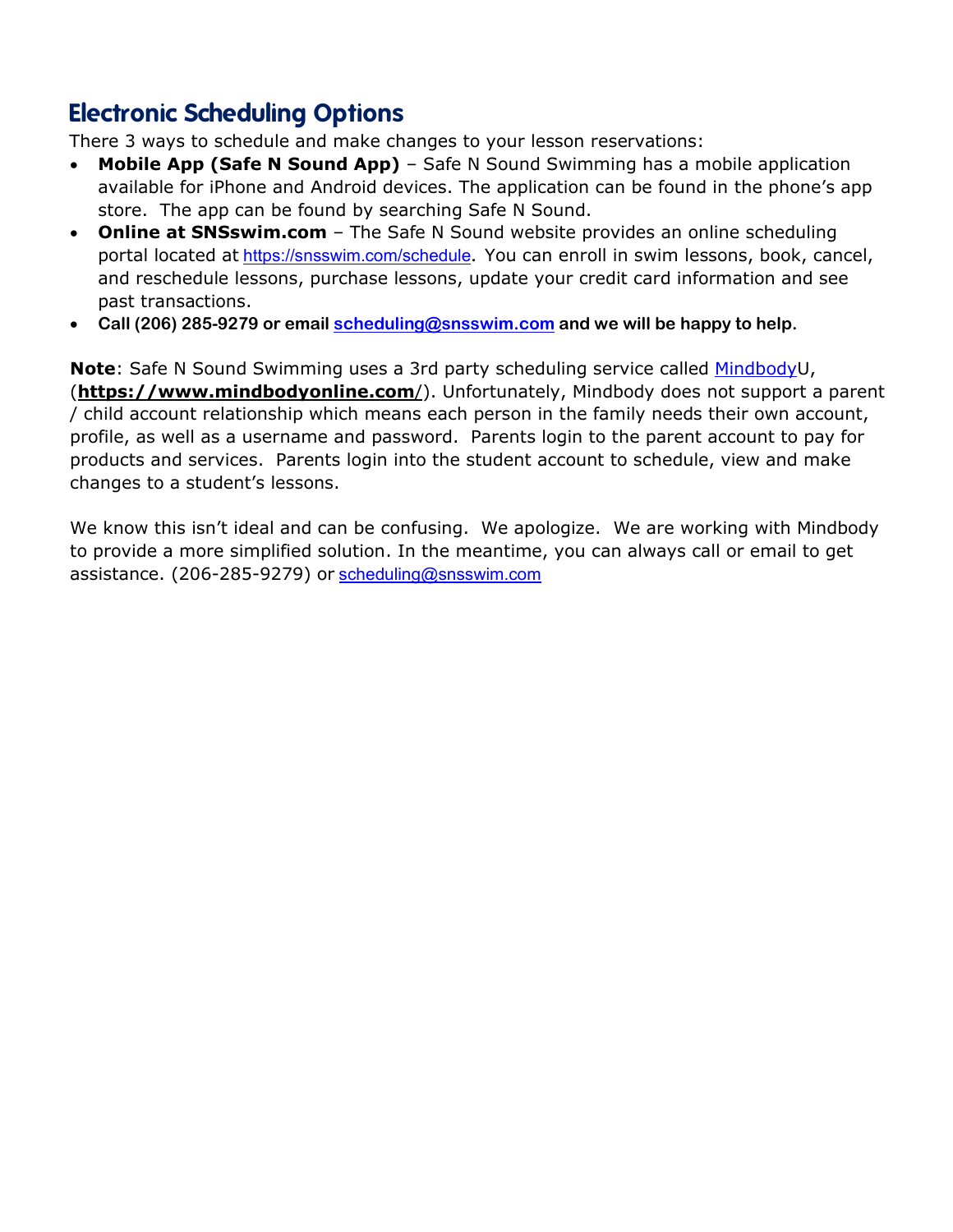## Electronic Scheduling Options

There 3 ways to schedule and make changes to your lesson reservations:

- **Mobile App (Safe N Sound App)** – Safe N Sound Swimming has a mobile application available for iPhone and Android devices. The application can be found in the phone's app store. The app can be found by searching Safe N Sound.
- **Online at SNSswim.com** – The Safe N Sound website provides an online scheduling portal located at https://snsswim.com/schedule. You can enroll in swim lessons, book, cancel, and reschedule lessons, purchase lessons, update your credit card information and see past transactions.
- **Call (206) 285-9279 or email scheduling@snsswim.com and we will be happy to help.**

**Note**: Safe N Sound Swimming uses a 3rd party scheduling service called MindbodyU, (**https://www.mindbodyonline.com/**). Unfortunately, Mindbody does not support a parent / child account relationship which means each person in the family needs their own account, profile, as well as a username and password. Parents login to the parent account to pay for products and services. Parents login into the student account to schedule, view and make changes to a student's lessons.

We know this isn't ideal and can be confusing. We apologize. We are working with Mindbody to provide a more simplified solution. In the meantime, you can always call or email to get assistance. (206-285-9279) or scheduling@snsswim.com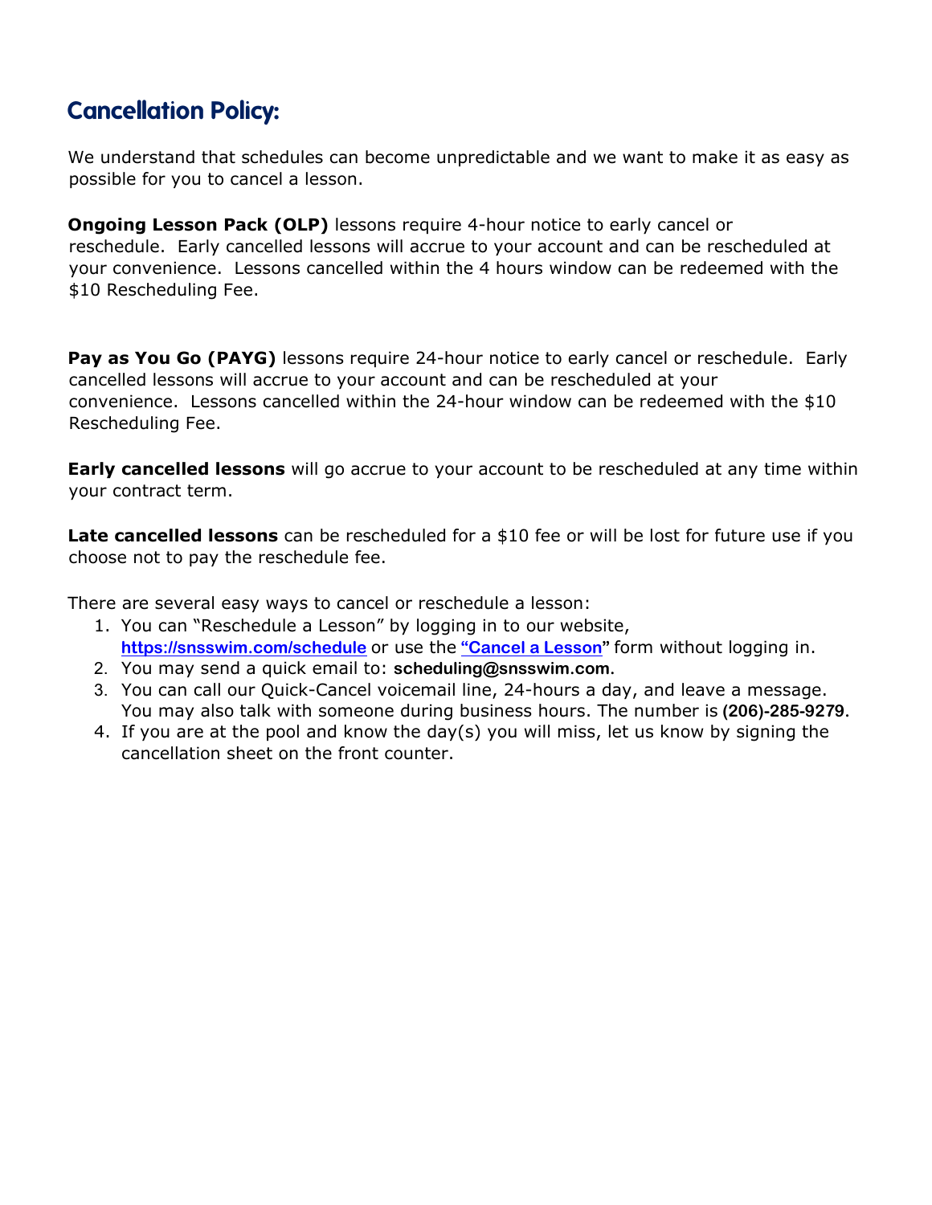## Cancellation Policy:

We understand that schedules can become unpredictable and we want to make it as easy as possible for you to cancel a lesson.

**Ongoing Lesson Pack (OLP)** lessons require 4-hour notice to early cancel or reschedule. Early cancelled lessons will accrue to your account and can be rescheduled at your convenience. Lessons cancelled within the 4 hours window can be redeemed with the $10 Rescheduling Fee.

**Pay as You Go (PAYG)** lessons require 24-hour notice to early cancel or reschedule. Early cancelled lessons will accrue to your account and can be rescheduled at your convenience. Lessons cancelled within the 24-hour window can be redeemed with the $10 Rescheduling Fee.

**Early cancelled lessons** will go accrue to your account to be rescheduled at any time within your contract term.

**Late cancelled lessons** can be rescheduled for a $10 fee or will be lost for future use if you choose not to pay the reschedule fee.

There are several easy ways to cancel or reschedule a lesson:

1. You can "Reschedule a Lesson" by logging in to our website, **https://snsswim.com/schedule** or use the **"Cancel a Lesson"** form without logging in.
2. You may send a quick email to: **scheduling@snsswim.com**.
3. You can call our Quick-Cancel voicemail line, 24-hours a day, and leave a message. You may also talk with someone during business hours. The number is **(206)-285-9279**.
4. If you are at the pool and know the day(s) you will miss, let us know by signing the cancellation sheet on the front counter.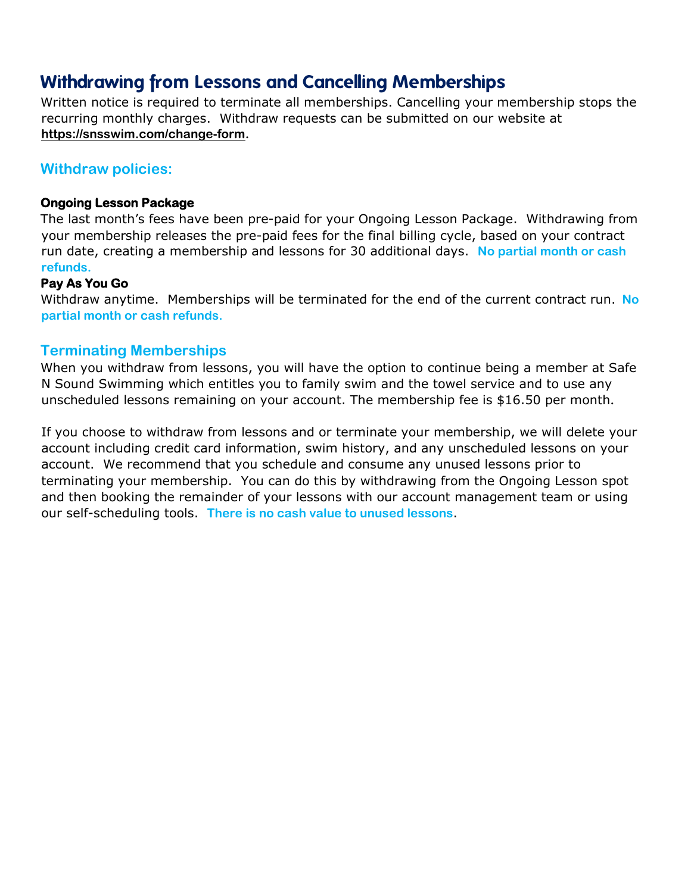# Withdrawing from Lessons and Cancelling Memberships

Written notice is required to terminate all memberships. Cancelling your membership stops the recurring monthly charges. Withdraw requests can be submitted on our website at **https://snsswim.com/change-form**.

## Withdraw policies:

### Ongoing Lesson Package

The last month's fees have been pre-paid for your Ongoing Lesson Package. Withdrawing from your membership releases the pre-paid fees for the final billing cycle, based on your contract run date, creating a membership and lessons for 30 additional days. **No partial month or cash refunds.**

### Pay As You Go

Withdraw anytime. Memberships will be terminated for the end of the current contract run. **No partial month or cash refunds.**

## Terminating Memberships

When you withdraw from lessons, you will have the option to continue being a member at Safe N Sound Swimming which entitles you to family swim and the towel service and to use any unscheduled lessons remaining on your account. The membership fee is $16.50 per month.

If you choose to withdraw from lessons and or terminate your membership, we will delete your account including credit card information, swim history, and any unscheduled lessons on your account. We recommend that you schedule and consume any unused lessons prior to terminating your membership. You can do this by withdrawing from the Ongoing Lesson spot and then booking the remainder of your lessons with our account management team or using our self-scheduling tools. **There is no cash value to unused lessons**.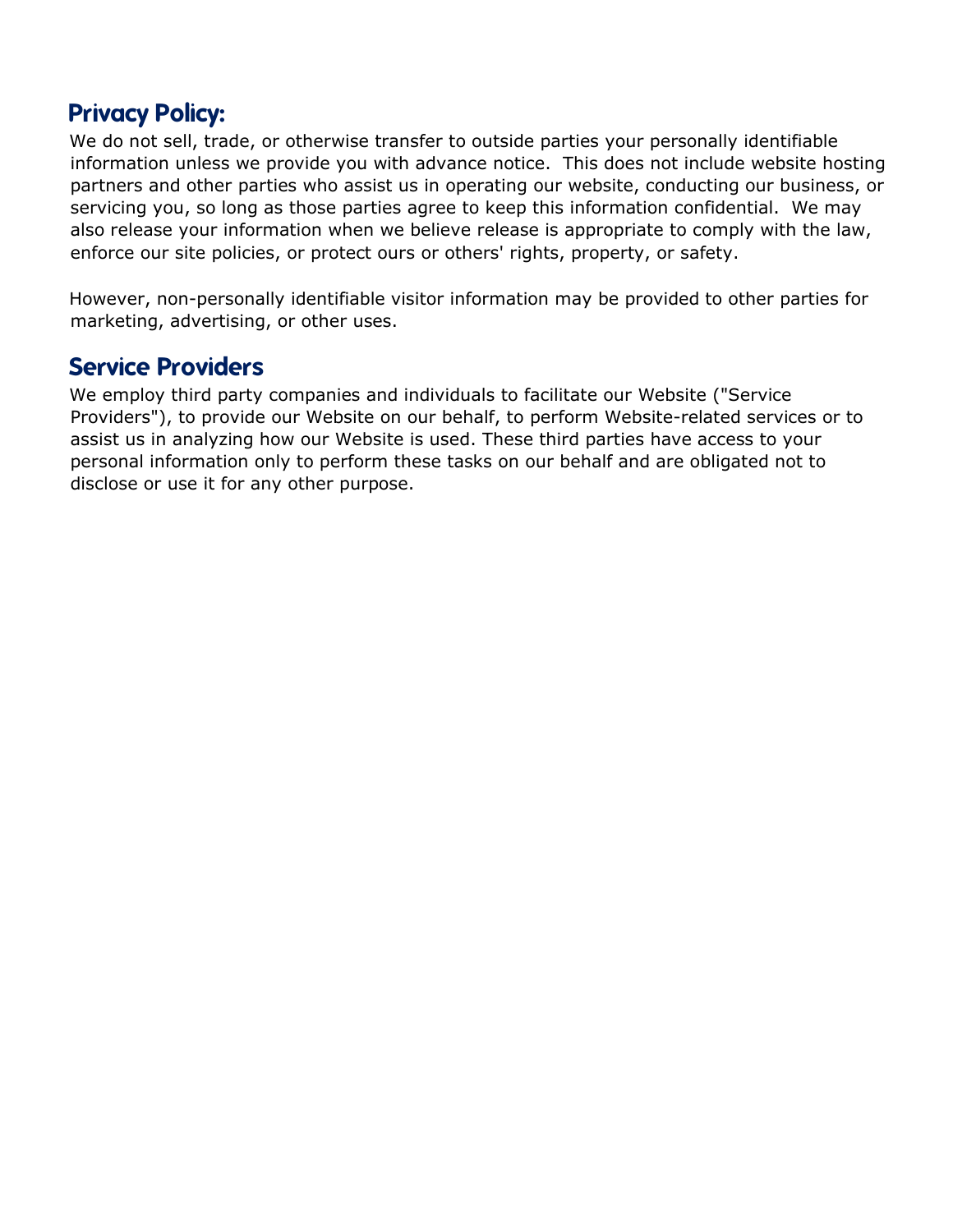## Privacy Policy:

We do not sell, trade, or otherwise transfer to outside parties your personally identifiable information unless we provide you with advance notice. This does not include website hosting partners and other parties who assist us in operating our website, conducting our business, or servicing you, so long as those parties agree to keep this information confidential. We may also release your information when we believe release is appropriate to comply with the law, enforce our site policies, or protect ours or others' rights, property, or safety.

However, non-personally identifiable visitor information may be provided to other parties for marketing, advertising, or other uses.

## Service Providers

We employ third party companies and individuals to facilitate our Website ("Service Providers"), to provide our Website on our behalf, to perform Website-related services or to assist us in analyzing how our Website is used. These third parties have access to your personal information only to perform these tasks on our behalf and are obligated not to disclose or use it for any other purpose.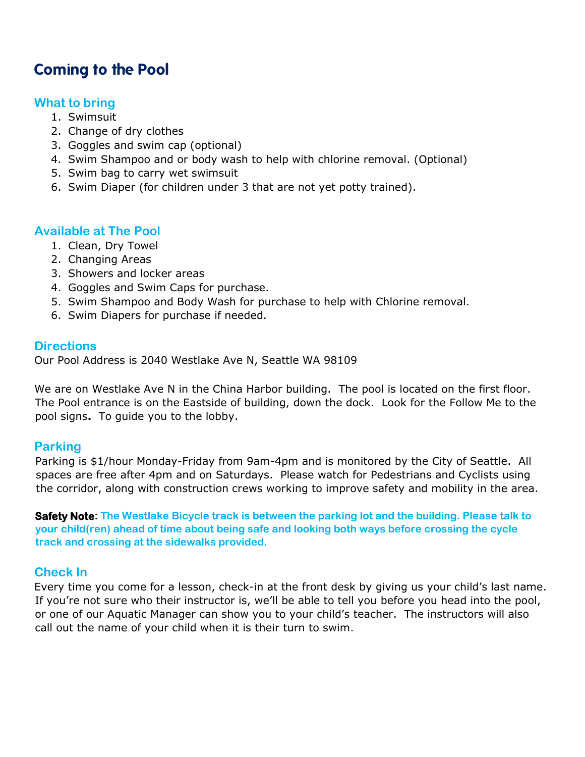# Coming to the Pool

## What to bring

1. Swimsuit
2. Change of dry clothes
3. Goggles and swim cap (optional)
4. Swim Shampoo and or body wash to help with chlorine removal. (Optional)
5. Swim bag to carry wet swimsuit
6. Swim Diaper (for children under 3 that are not yet potty trained).

## Available at The Pool

1. Clean, Dry Towel
2. Changing Areas
3. Showers and locker areas
4. Goggles and Swim Caps for purchase.
5. Swim Shampoo and Body Wash for purchase to help with Chlorine removal.
6. Swim Diapers for purchase if needed.

## Directions

Our Pool Address is 2040 Westlake Ave N, Seattle WA 98109

We are on Westlake Ave N in the China Harbor building. The pool is located on the first floor. The Pool entrance is on the Eastside of building, down the dock. Look for the Follow Me to the pool signs**.** To guide you to the lobby.

## Parking

Parking is $1/hour Monday-Friday from 9am-4pm and is monitored by the City of Seattle. All spaces are free after 4pm and on Saturdays. Please watch for Pedestrians and Cyclists using the corridor, along with construction crews working to improve safety and mobility in the area.

**Safety Note**: **The Westlake Bicycle track is between the parking lot and the building. Please talk to your child(ren) ahead of time about being safe and looking both ways before crossing the cycle track and crossing at the sidewalks provided.**

## Check In

Every time you come for a lesson, check-in at the front desk by giving us your child's last name. If you're not sure who their instructor is, we'll be able to tell you before you head into the pool, or one of our Aquatic Manager can show you to your child's teacher. The instructors will also call out the name of your child when it is their turn to swim.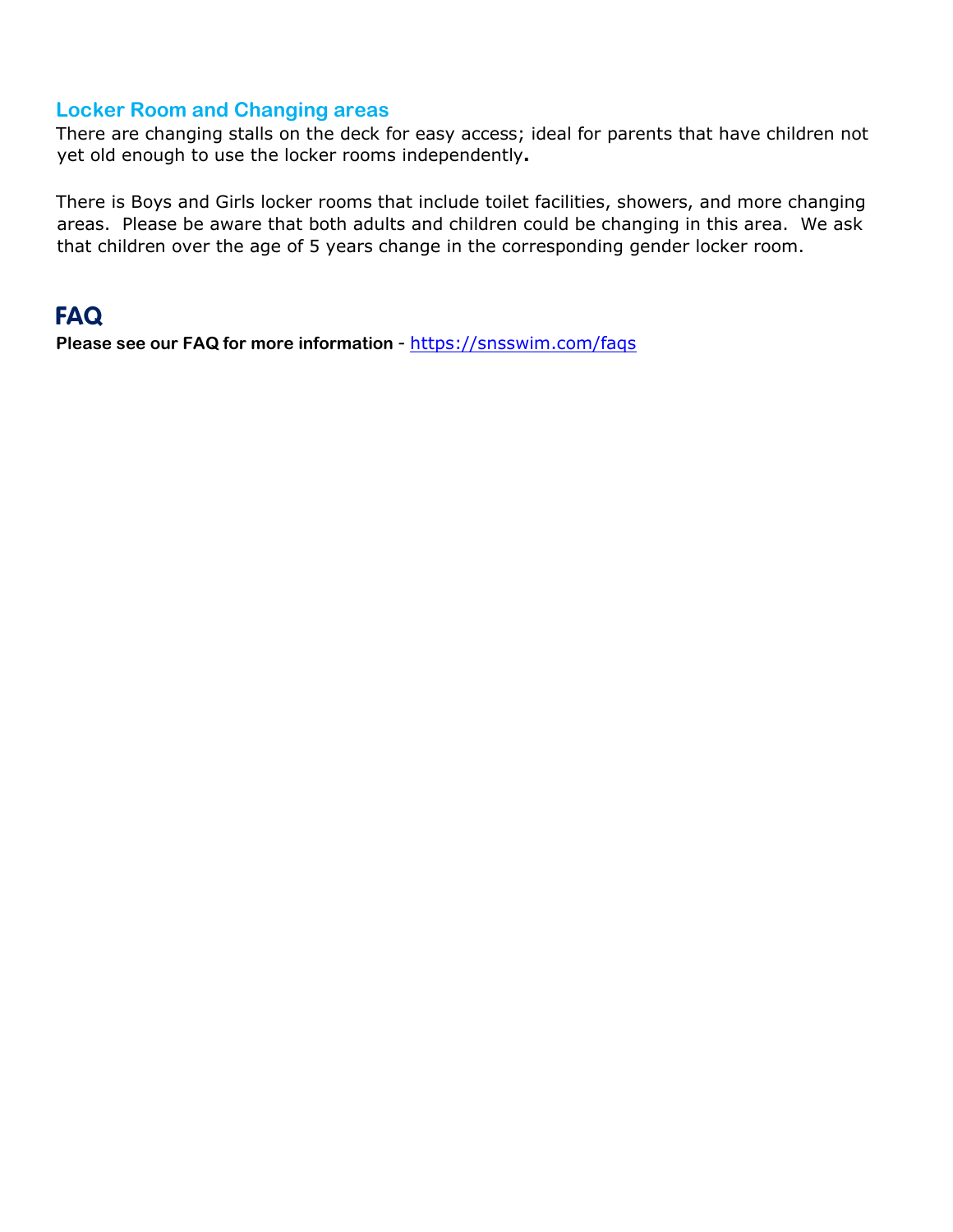## Locker Room and Changing areas

There are changing stalls on the deck for easy access; ideal for parents that have children not yet old enough to use the locker rooms independently**.**

There is Boys and Girls locker rooms that include toilet facilities, showers, and more changing areas. Please be aware that both adults and children could be changing in this area. We ask that children over the age of 5 years change in the corresponding gender locker room.

## FAQ

**Please see our FAQ for more information** - https://snsswim.com/faqs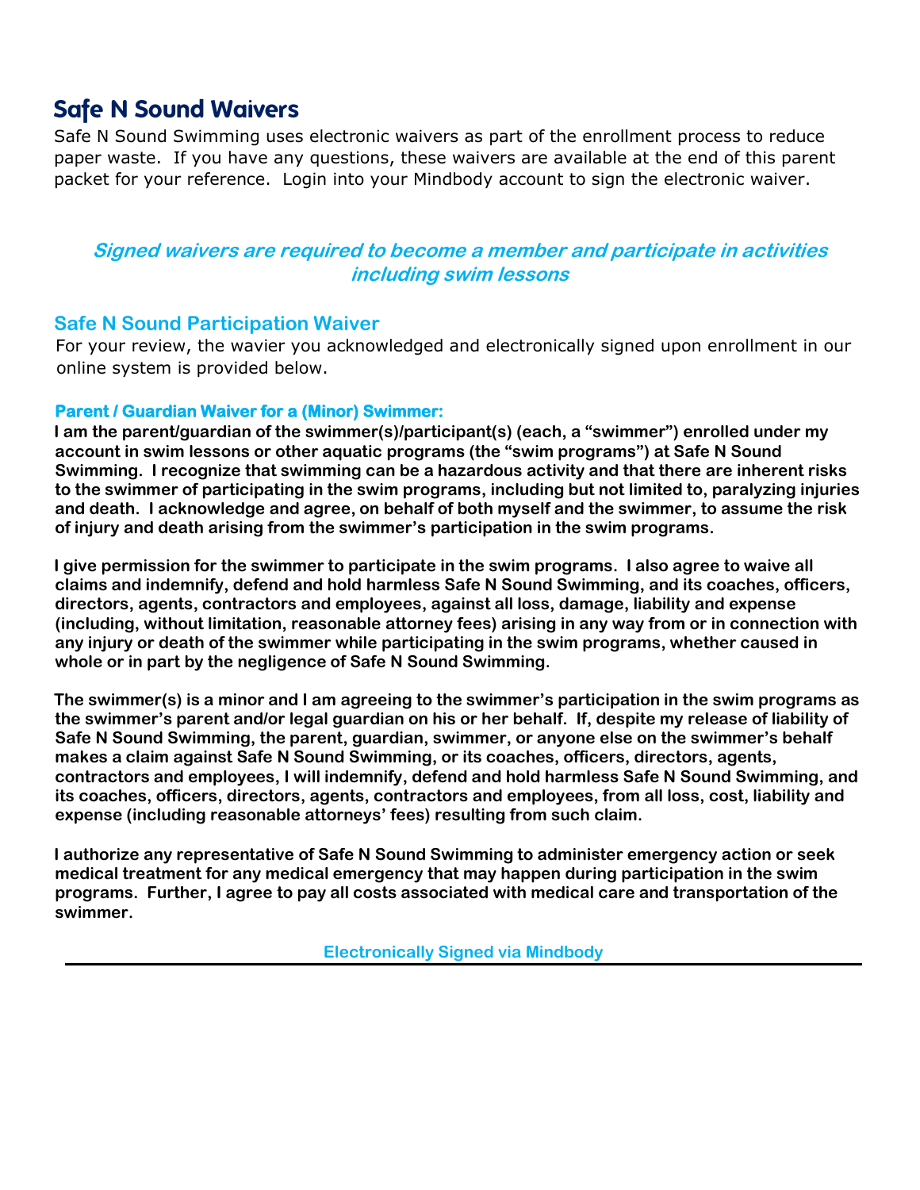# Safe N Sound Waivers

Safe N Sound Swimming uses electronic waivers as part of the enrollment process to reduce paper waste. If you have any questions, these waivers are available at the end of this parent packet for your reference. Login into your Mindbody account to sign the electronic waiver.

***Signed waivers are required to become a member and participate in activities including swim lessons***

## Safe N Sound Participation Waiver

For your review, the wavier you acknowledged and electronically signed upon enrollment in our online system is provided below.

### Parent / Guardian Waiver for a (Minor) Swimmer:

**I am the parent/guardian of the swimmer(s)/participant(s) (each, a "swimmer") enrolled under my account in swim lessons or other aquatic programs (the "swim programs") at Safe N Sound Swimming. I recognize that swimming can be a hazardous activity and that there are inherent risks to the swimmer of participating in the swim programs, including but not limited to, paralyzing injuries and death. I acknowledge and agree, on behalf of both myself and the swimmer, to assume the risk of injury and death arising from the swimmer's participation in the swim programs.**

**I give permission for the swimmer to participate in the swim programs. I also agree to waive all claims and indemnify, defend and hold harmless Safe N Sound Swimming, and its coaches, officers, directors, agents, contractors and employees, against all loss, damage, liability and expense (including, without limitation, reasonable attorney fees) arising in any way from or in connection with any injury or death of the swimmer while participating in the swim programs, whether caused in whole or in part by the negligence of Safe N Sound Swimming.**

**The swimmer(s) is a minor and I am agreeing to the swimmer's participation in the swim programs as the swimmer's parent and/or legal guardian on his or her behalf. If, despite my release of liability of Safe N Sound Swimming, the parent, guardian, swimmer, or anyone else on the swimmer's behalf makes a claim against Safe N Sound Swimming, or its coaches, officers, directors, agents, contractors and employees, I will indemnify, defend and hold harmless Safe N Sound Swimming, and its coaches, officers, directors, agents, contractors and employees, from all loss, cost, liability and expense (including reasonable attorneys' fees) resulting from such claim.**

**I authorize any representative of Safe N Sound Swimming to administer emergency action or seek medical treatment for any medical emergency that may happen during participation in the swim programs. Further, I agree to pay all costs associated with medical care and transportation of the swimmer.**

**Electronically Signed via Mindbody**